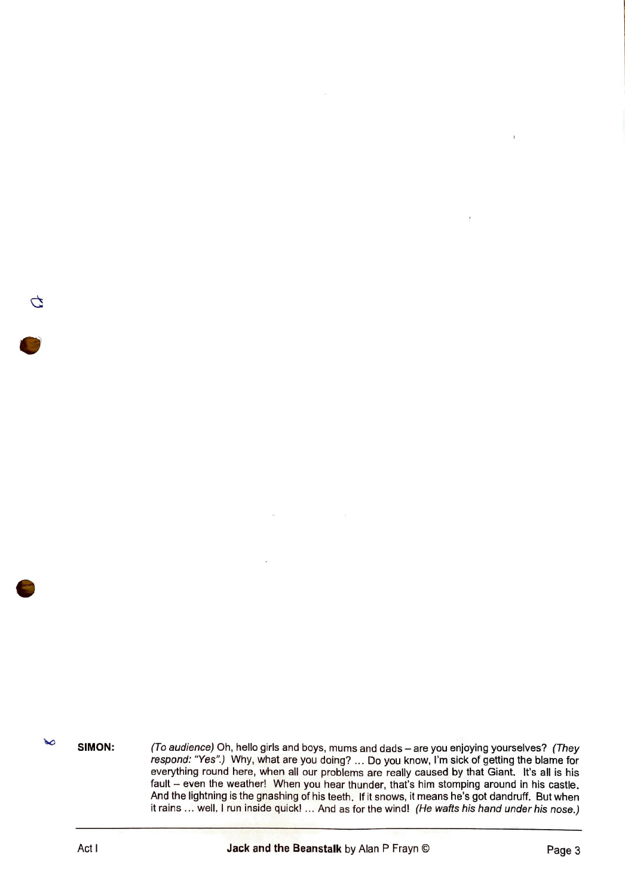**SIMON:** *(To audience)* Oh, hello girls and boys, mums and dads – are you enjoying yourselves? *(They respond: "Yes".)* Why, what are you doing? ... Do you know, I'm sick of getting the blame for everything round here, when all our problems are really caused by that Giant. It's all is his fault – even the weather! When you hear thunder, that's him stomping around in his castle. And the lightning is the gnashing of his teeth. If it snows, it means he's got dandruff. But when it rains ... well, I run inside quick! ... And as for the wind! *(He wafts his hand under his nose.)*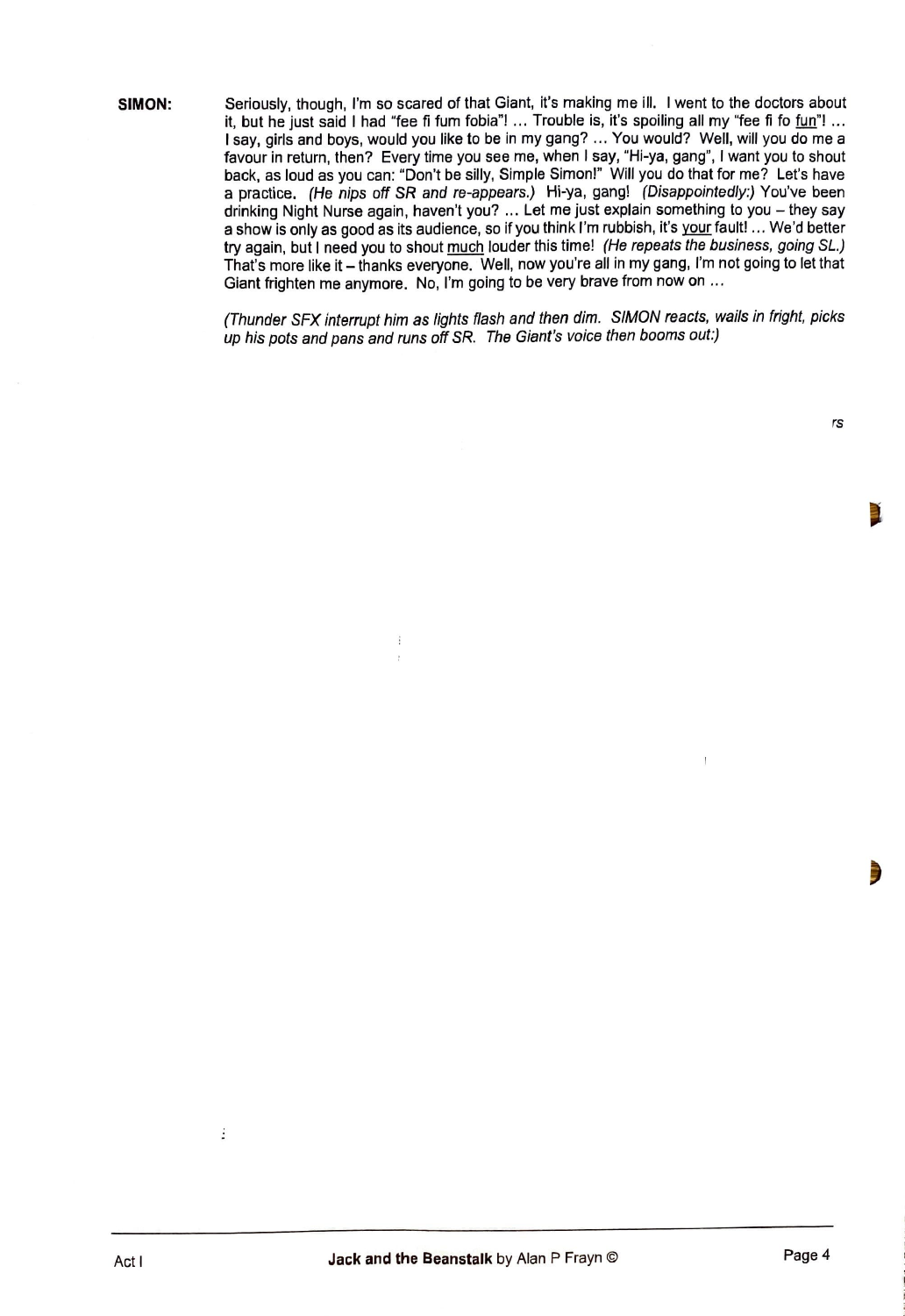**SIMON:** Seriously, though, I'm so scared of that Giant, it's making me ill. I went to the doctors about it, but he just said I had "fee fi fum fobia"! ... Trouble is, it's spoiling all my "fee fi fo fun"! ... I say, girls and boys, would you like to be in my gang? ... You would? Well, will you do me a favour in return, then? Every time you see me, when I say, "Hi-ya, gang", I want you to shout back, as loud as you can: "Don't be silly, Simple Simon!" Will you do that for me? Let's have a practice. *(He nips off SR and re-appears.)* Hi-ya, gang! *(Disappointedly:)* You've been drinking Night Nurse again, haven't you? ... Let me just explain something to you – they say a show is only as good as its audience, so if you think I'm rubbish, it's your fault! ... We'd better try again, but I need you to shout much louder this time! *(He repeats the business, going SL.)* That's more like it – thanks everyone. Well, now you're all in my gang, I'm not going to let that Giant frighten me anymore. No, I'm going to be very brave from now on ...

*(Thunder SFX interrupt him as lights flash and then dim. SIMON reacts, wails in fright, picks up his pots and pans and runs off SR. The Giant's voice then booms out:)*